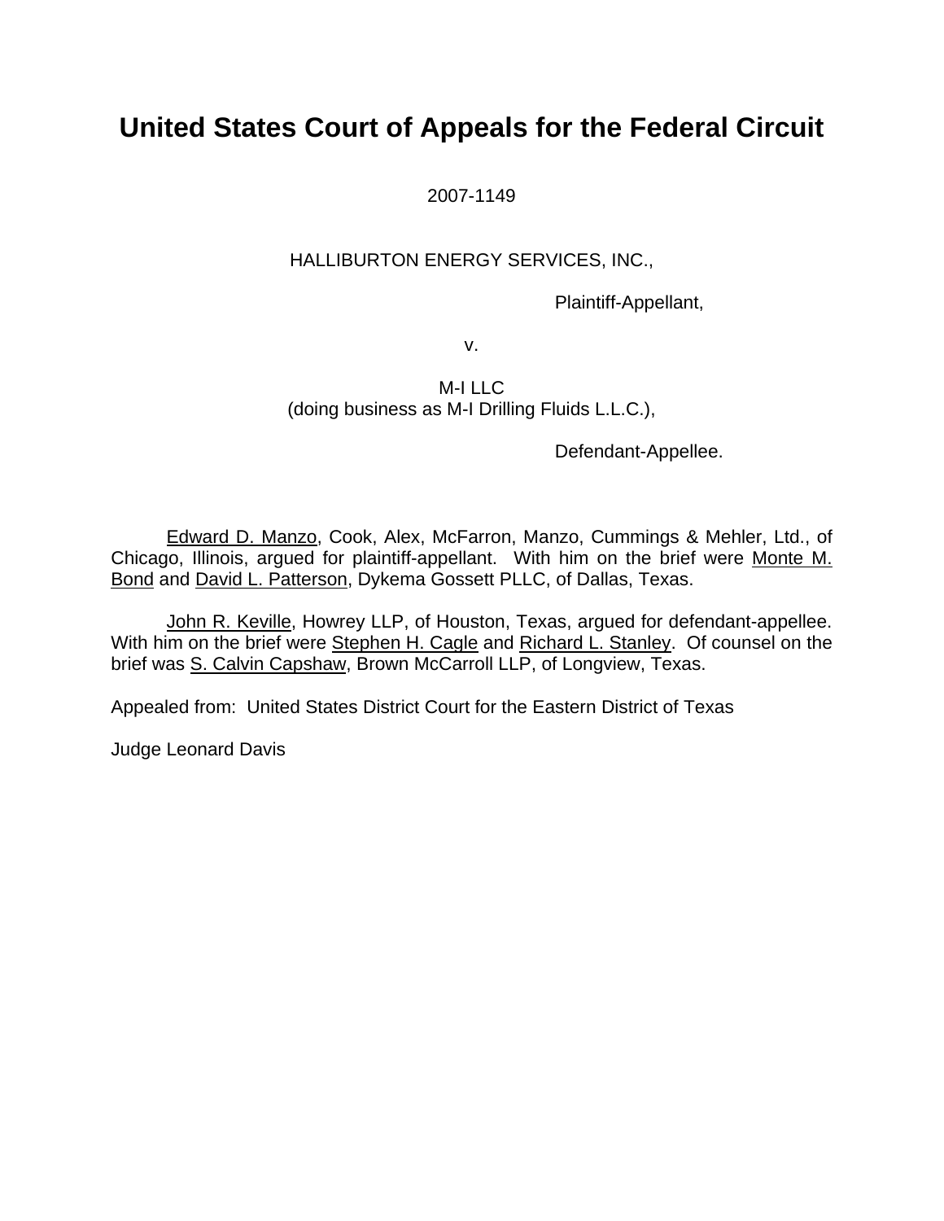# United States Court of Appeals for the Federal Circuit

2007-1149

HALLIBURTON ENERGY SERVICES, INC.,

Plaintiff-Appellant,

v.

M-I LLC
(doing business as M-I Drilling Fluids L.L.C.),

Defendant-Appellee.

Edward D. Manzo, Cook, Alex, McFarron, Manzo, Cummings & Mehler, Ltd., of Chicago, Illinois, argued for plaintiff-appellant. With him on the brief were Monte M. Bond and David L. Patterson, Dykema Gossett PLLC, of Dallas, Texas.

John R. Keville, Howrey LLP, of Houston, Texas, argued for defendant-appellee. With him on the brief were Stephen H. Cagle and Richard L. Stanley. Of counsel on the brief was S. Calvin Capshaw, Brown McCarroll LLP, of Longview, Texas.

Appealed from: United States District Court for the Eastern District of Texas

Judge Leonard Davis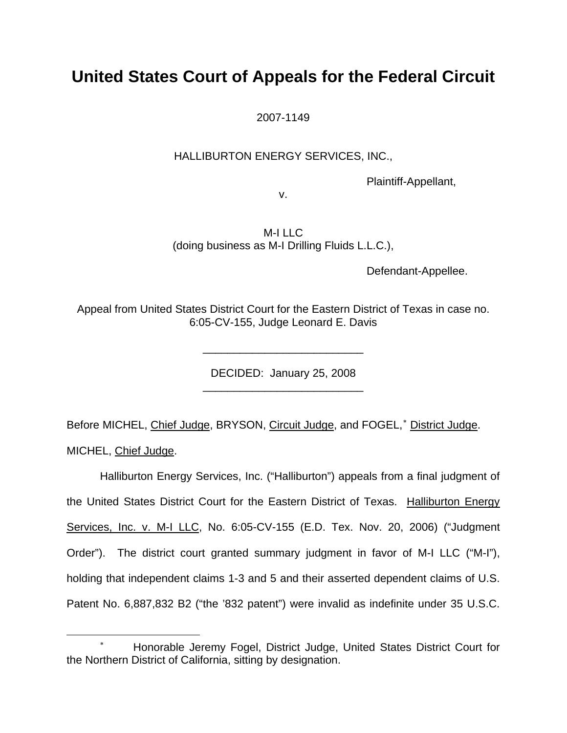# United States Court of Appeals for the Federal Circuit

2007-1149

HALLIBURTON ENERGY SERVICES, INC.,

Plaintiff-Appellant,

v.

M-I LLC
(doing business as M-I Drilling Fluids L.L.C.),

Defendant-Appellee.

Appeal from United States District Court for the Eastern District of Texas in case no. 6:05-CV-155, Judge Leonard E. Davis

---

DECIDED: January 25, 2008

---

Before MICHEL, Chief Judge, BRYSON, Circuit Judge, and FOGEL,[*] District Judge.

MICHEL, Chief Judge.

Halliburton Energy Services, Inc. ("Halliburton") appeals from a final judgment of the United States District Court for the Eastern District of Texas. Halliburton Energy Services, Inc. v. M-I LLC, No. 6:05-CV-155 (E.D. Tex. Nov. 20, 2006) ("Judgment Order"). The district court granted summary judgment in favor of M-I LLC ("M-I"), holding that independent claims 1-3 and 5 and their asserted dependent claims of U.S. Patent No. 6,887,832 B2 ("the '832 patent") were invalid as indefinite under 35 U.S.C.

---

[*] Honorable Jeremy Fogel, District Judge, United States District Court for the Northern District of California, sitting by designation.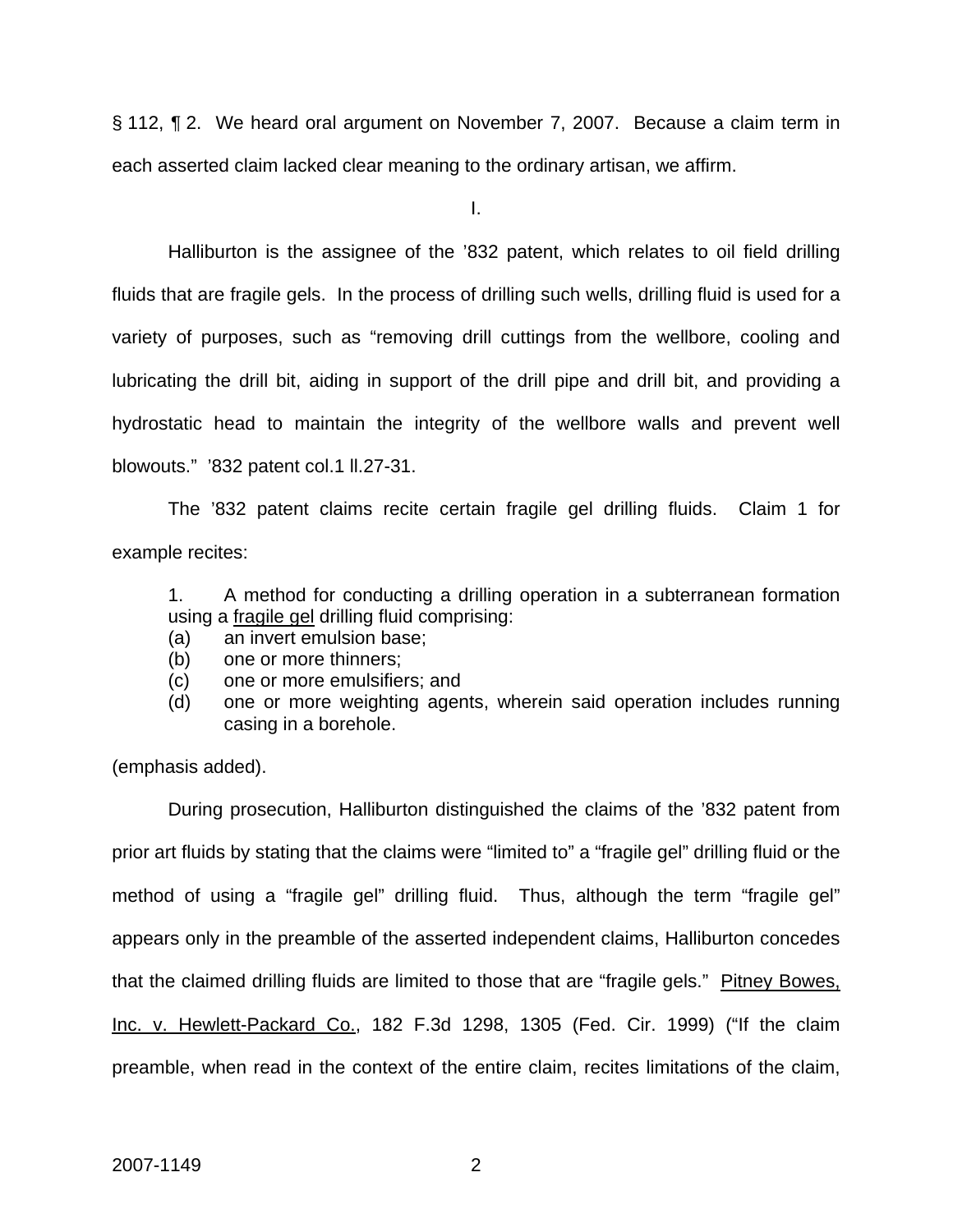§ 112, ¶ 2. We heard oral argument on November 7, 2007. Because a claim term in each asserted claim lacked clear meaning to the ordinary artisan, we affirm.

I.

Halliburton is the assignee of the '832 patent, which relates to oil field drilling fluids that are fragile gels. In the process of drilling such wells, drilling fluid is used for a variety of purposes, such as "removing drill cuttings from the wellbore, cooling and lubricating the drill bit, aiding in support of the drill pipe and drill bit, and providing a hydrostatic head to maintain the integrity of the wellbore walls and prevent well blowouts." '832 patent col.1 ll.27-31.

The '832 patent claims recite certain fragile gel drilling fluids. Claim 1 for example recites:

> 1. A method for conducting a drilling operation in a subterranean formation using a <u>fragile gel</u> drilling fluid comprising:
> (a) an invert emulsion base;
> (b) one or more thinners;
> (c) one or more emulsifiers; and
> (d) one or more weighting agents, wherein said operation includes running casing in a borehole.

(emphasis added).

During prosecution, Halliburton distinguished the claims of the '832 patent from prior art fluids by stating that the claims were "limited to" a "fragile gel" drilling fluid or the method of using a "fragile gel" drilling fluid. Thus, although the term "fragile gel" appears only in the preamble of the asserted independent claims, Halliburton concedes that the claimed drilling fluids are limited to those that are "fragile gels." <u>Pitney Bowes, Inc. v. Hewlett-Packard Co.</u>, 182 F.3d 1298, 1305 (Fed. Cir. 1999) ("If the claim preamble, when read in the context of the entire claim, recites limitations of the claim,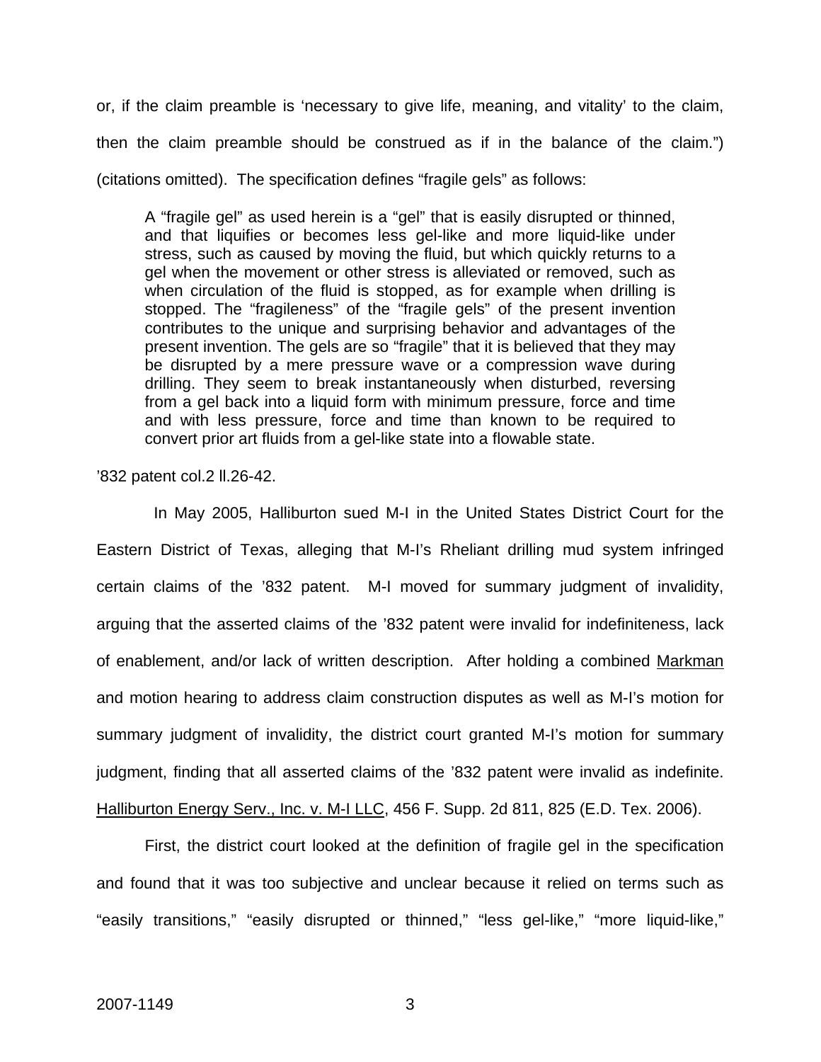or, if the claim preamble is 'necessary to give life, meaning, and vitality' to the claim, then the claim preamble should be construed as if in the balance of the claim.") (citations omitted). The specification defines "fragile gels" as follows:

> A "fragile gel" as used herein is a "gel" that is easily disrupted or thinned, and that liquifies or becomes less gel-like and more liquid-like under stress, such as caused by moving the fluid, but which quickly returns to a gel when the movement or other stress is alleviated or removed, such as when circulation of the fluid is stopped, as for example when drilling is stopped. The "fragileness" of the "fragile gels" of the present invention contributes to the unique and surprising behavior and advantages of the present invention. The gels are so "fragile" that it is believed that they may be disrupted by a mere pressure wave or a compression wave during drilling. They seem to break instantaneously when disturbed, reversing from a gel back into a liquid form with minimum pressure, force and time and with less pressure, force and time than known to be required to convert prior art fluids from a gel-like state into a flowable state.

'832 patent col.2 ll.26-42.

In May 2005, Halliburton sued M-I in the United States District Court for the Eastern District of Texas, alleging that M-I's Rheliant drilling mud system infringed certain claims of the '832 patent. M-I moved for summary judgment of invalidity, arguing that the asserted claims of the '832 patent were invalid for indefiniteness, lack of enablement, and/or lack of written description. After holding a combined Markman and motion hearing to address claim construction disputes as well as M-I's motion for summary judgment of invalidity, the district court granted M-I's motion for summary judgment, finding that all asserted claims of the '832 patent were invalid as indefinite. Halliburton Energy Serv., Inc. v. M-I LLC, 456 F. Supp. 2d 811, 825 (E.D. Tex. 2006).

First, the district court looked at the definition of fragile gel in the specification and found that it was too subjective and unclear because it relied on terms such as "easily transitions," "easily disrupted or thinned," "less gel-like," "more liquid-like,"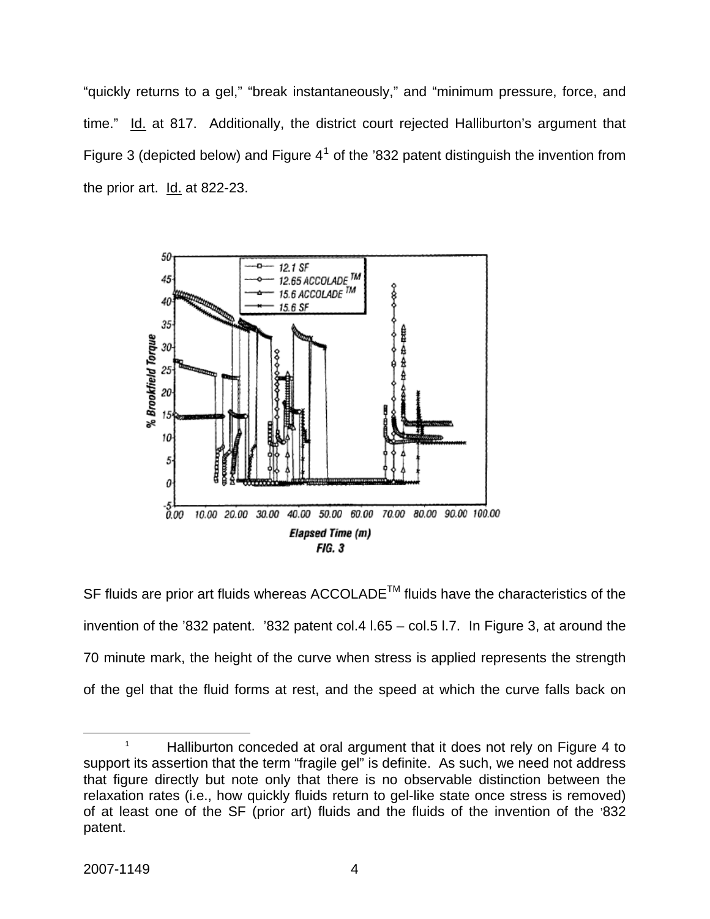"quickly returns to a gel," "break instantaneously," and "minimum pressure, force, and time." Id. at 817. Additionally, the district court rejected Halliburton's argument that Figure 3 (depicted below) and Figure 4[1] of the '832 patent distinguish the invention from the prior art. Id. at 822-23.

FIG. 3

SF fluids are prior art fluids whereas ACCOLADE™ fluids have the characteristics of the invention of the '832 patent. '832 patent col.4 l.65 – col.5 l.7. In Figure 3, at around the 70 minute mark, the height of the curve when stress is applied represents the strength of the gel that the fluid forms at rest, and the speed at which the curve falls back on

---

[1] Halliburton conceded at oral argument that it does not rely on Figure 4 to support its assertion that the term "fragile gel" is definite. As such, we need not address that figure directly but note only that there is no observable distinction between the relaxation rates (i.e., how quickly fluids return to gel-like state once stress is removed) of at least one of the SF (prior art) fluids and the fluids of the invention of the '832 patent.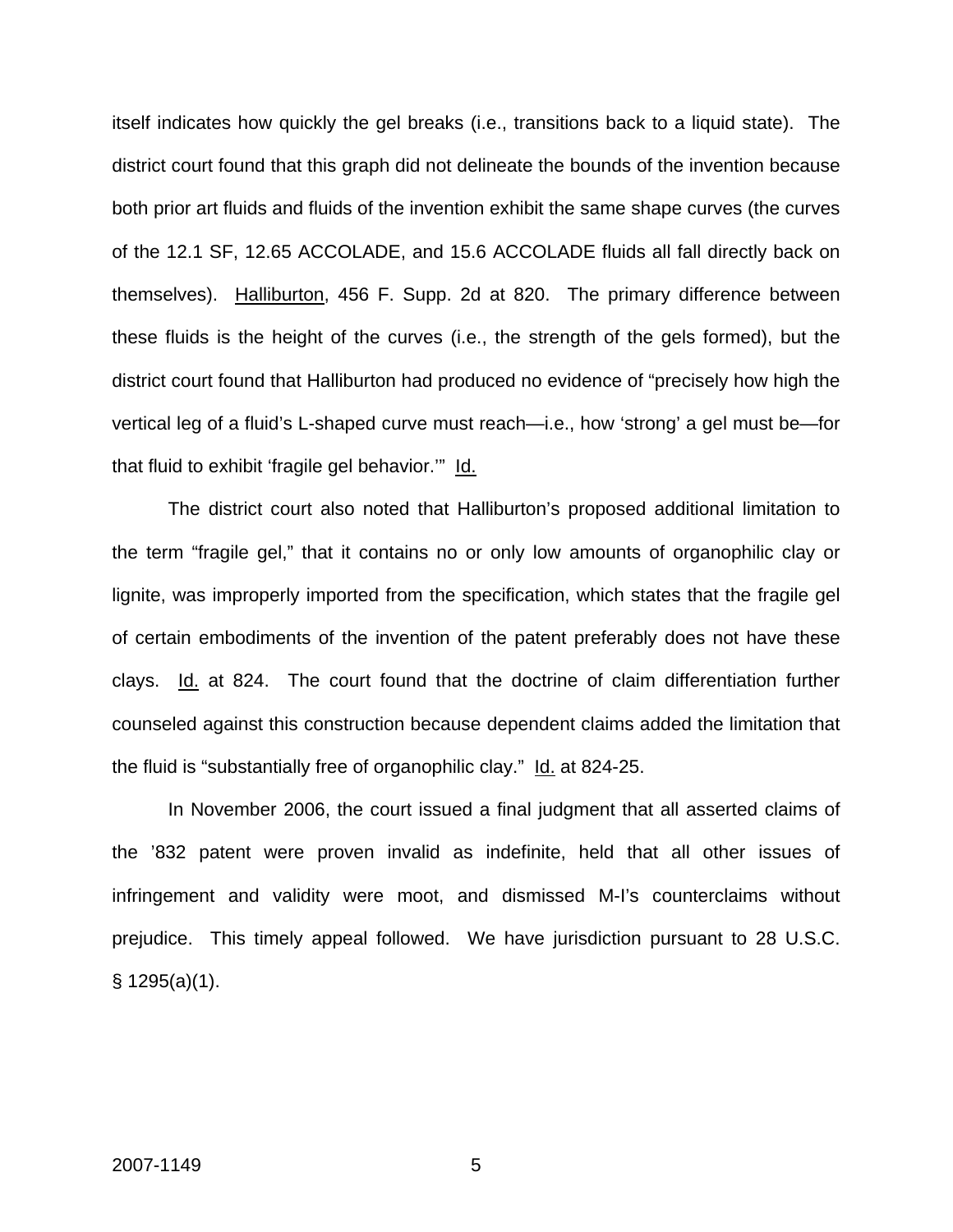itself indicates how quickly the gel breaks (i.e., transitions back to a liquid state). The district court found that this graph did not delineate the bounds of the invention because both prior art fluids and fluids of the invention exhibit the same shape curves (the curves of the 12.1 SF, 12.65 ACCOLADE, and 15.6 ACCOLADE fluids all fall directly back on themselves). Halliburton, 456 F. Supp. 2d at 820. The primary difference between these fluids is the height of the curves (i.e., the strength of the gels formed), but the district court found that Halliburton had produced no evidence of "precisely how high the vertical leg of a fluid's L-shaped curve must reach—i.e., how 'strong' a gel must be—for that fluid to exhibit 'fragile gel behavior.'" Id.

The district court also noted that Halliburton's proposed additional limitation to the term "fragile gel," that it contains no or only low amounts of organophilic clay or lignite, was improperly imported from the specification, which states that the fragile gel of certain embodiments of the invention of the patent preferably does not have these clays. Id. at 824. The court found that the doctrine of claim differentiation further counseled against this construction because dependent claims added the limitation that the fluid is "substantially free of organophilic clay." Id. at 824-25.

In November 2006, the court issued a final judgment that all asserted claims of the '832 patent were proven invalid as indefinite, held that all other issues of infringement and validity were moot, and dismissed M-I's counterclaims without prejudice. This timely appeal followed. We have jurisdiction pursuant to 28 U.S.C. § 1295(a)(1).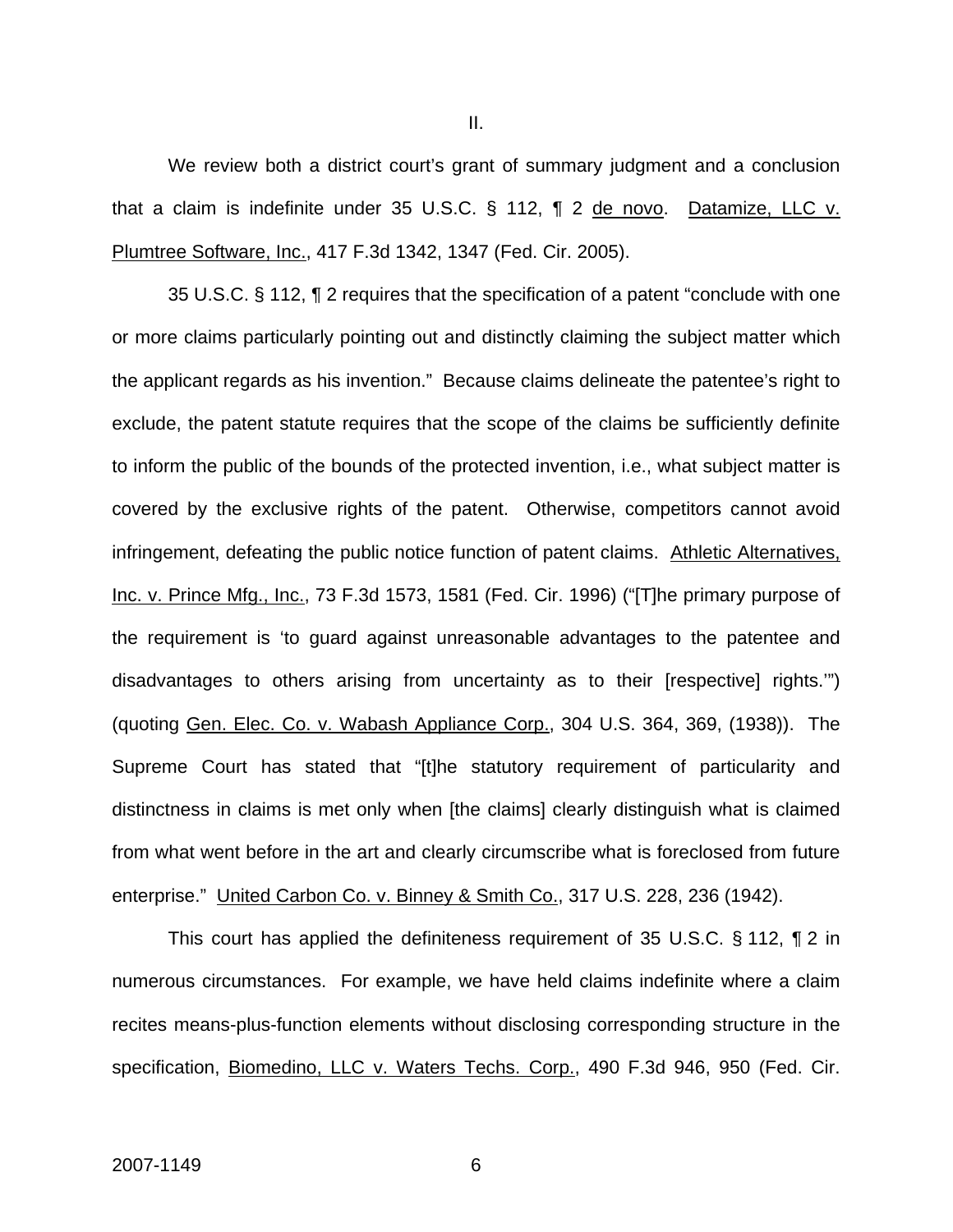II.

We review both a district court's grant of summary judgment and a conclusion that a claim is indefinite under 35 U.S.C. § 112, ¶ 2 de novo. Datamize, LLC v. Plumtree Software, Inc., 417 F.3d 1342, 1347 (Fed. Cir. 2005).

35 U.S.C. § 112, ¶ 2 requires that the specification of a patent "conclude with one or more claims particularly pointing out and distinctly claiming the subject matter which the applicant regards as his invention." Because claims delineate the patentee's right to exclude, the patent statute requires that the scope of the claims be sufficiently definite to inform the public of the bounds of the protected invention, i.e., what subject matter is covered by the exclusive rights of the patent. Otherwise, competitors cannot avoid infringement, defeating the public notice function of patent claims. Athletic Alternatives, Inc. v. Prince Mfg., Inc., 73 F.3d 1573, 1581 (Fed. Cir. 1996) ("[T]he primary purpose of the requirement is 'to guard against unreasonable advantages to the patentee and disadvantages to others arising from uncertainty as to their [respective] rights.'") (quoting Gen. Elec. Co. v. Wabash Appliance Corp., 304 U.S. 364, 369, (1938)). The Supreme Court has stated that "[t]he statutory requirement of particularity and distinctness in claims is met only when [the claims] clearly distinguish what is claimed from what went before in the art and clearly circumscribe what is foreclosed from future enterprise." United Carbon Co. v. Binney & Smith Co., 317 U.S. 228, 236 (1942).

This court has applied the definiteness requirement of 35 U.S.C. § 112, ¶ 2 in numerous circumstances. For example, we have held claims indefinite where a claim recites means-plus-function elements without disclosing corresponding structure in the specification, Biomedino, LLC v. Waters Techs. Corp., 490 F.3d 946, 950 (Fed. Cir.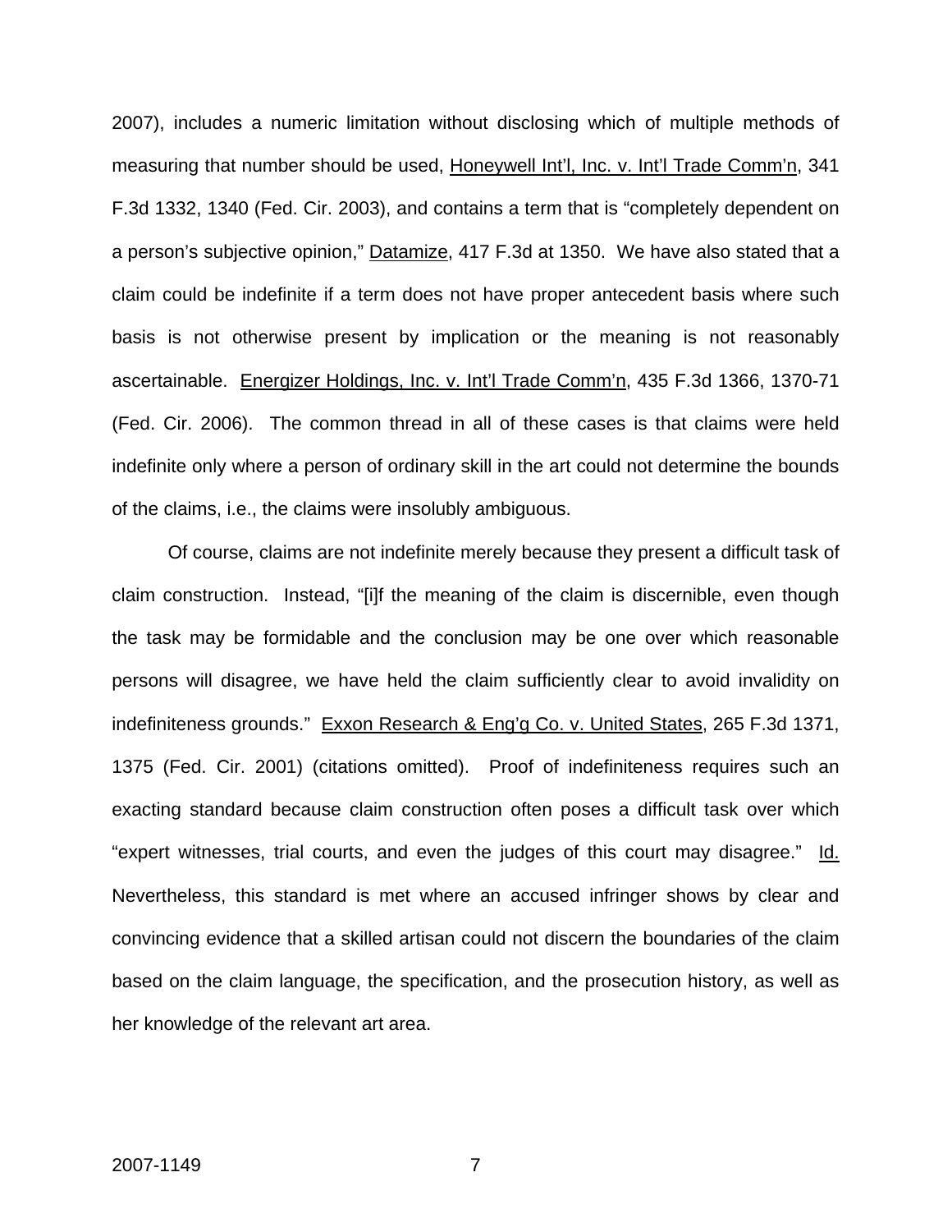2007), includes a numeric limitation without disclosing which of multiple methods of measuring that number should be used, Honeywell Int'l, Inc. v. Int'l Trade Comm'n, 341 F.3d 1332, 1340 (Fed. Cir. 2003), and contains a term that is "completely dependent on a person's subjective opinion," Datamize, 417 F.3d at 1350. We have also stated that a claim could be indefinite if a term does not have proper antecedent basis where such basis is not otherwise present by implication or the meaning is not reasonably ascertainable. Energizer Holdings, Inc. v. Int'l Trade Comm'n, 435 F.3d 1366, 1370-71 (Fed. Cir. 2006). The common thread in all of these cases is that claims were held indefinite only where a person of ordinary skill in the art could not determine the bounds of the claims, i.e., the claims were insolubly ambiguous.

Of course, claims are not indefinite merely because they present a difficult task of claim construction. Instead, "[i]f the meaning of the claim is discernible, even though the task may be formidable and the conclusion may be one over which reasonable persons will disagree, we have held the claim sufficiently clear to avoid invalidity on indefiniteness grounds." Exxon Research & Eng'g Co. v. United States, 265 F.3d 1371, 1375 (Fed. Cir. 2001) (citations omitted). Proof of indefiniteness requires such an exacting standard because claim construction often poses a difficult task over which "expert witnesses, trial courts, and even the judges of this court may disagree." Id. Nevertheless, this standard is met where an accused infringer shows by clear and convincing evidence that a skilled artisan could not discern the boundaries of the claim based on the claim language, the specification, and the prosecution history, as well as her knowledge of the relevant art area.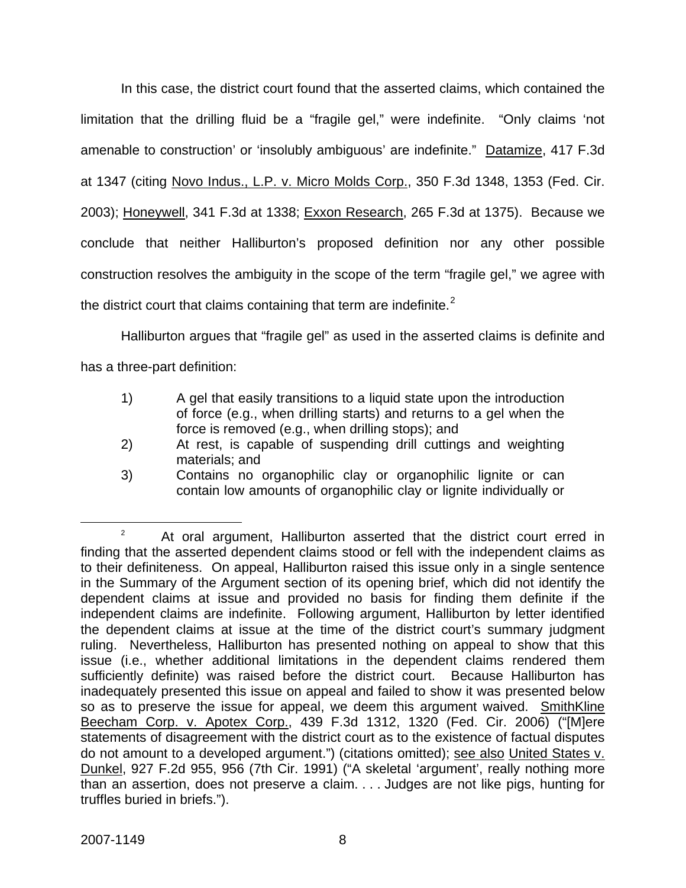In this case, the district court found that the asserted claims, which contained the limitation that the drilling fluid be a "fragile gel," were indefinite. "Only claims 'not amenable to construction' or 'insolubly ambiguous' are indefinite." Datamize, 417 F.3d at 1347 (citing Novo Indus., L.P. v. Micro Molds Corp., 350 F.3d 1348, 1353 (Fed. Cir. 2003); Honeywell, 341 F.3d at 1338; Exxon Research, 265 F.3d at 1375). Because we conclude that neither Halliburton's proposed definition nor any other possible construction resolves the ambiguity in the scope of the term "fragile gel," we agree with the district court that claims containing that term are indefinite.[2]

Halliburton argues that "fragile gel" as used in the asserted claims is definite and has a three-part definition:

1) A gel that easily transitions to a liquid state upon the introduction of force (e.g., when drilling starts) and returns to a gel when the force is removed (e.g., when drilling stops); and
2) At rest, is capable of suspending drill cuttings and weighting materials; and
3) Contains no organophilic clay or organophilic lignite or can contain low amounts of organophilic clay or lignite individually or

[2] At oral argument, Halliburton asserted that the district court erred in finding that the asserted dependent claims stood or fell with the independent claims as to their definiteness. On appeal, Halliburton raised this issue only in a single sentence in the Summary of the Argument section of its opening brief, which did not identify the dependent claims at issue and provided no basis for finding them definite if the independent claims are indefinite. Following argument, Halliburton by letter identified the dependent claims at issue at the time of the district court's summary judgment ruling. Nevertheless, Halliburton has presented nothing on appeal to show that this issue (i.e., whether additional limitations in the dependent claims rendered them sufficiently definite) was raised before the district court. Because Halliburton has inadequately presented this issue on appeal and failed to show it was presented below so as to preserve the issue for appeal, we deem this argument waived. SmithKline Beecham Corp. v. Apotex Corp., 439 F.3d 1312, 1320 (Fed. Cir. 2006) ("[M]ere statements of disagreement with the district court as to the existence of factual disputes do not amount to a developed argument.") (citations omitted); see also United States v. Dunkel, 927 F.2d 955, 956 (7th Cir. 1991) ("A skeletal 'argument', really nothing more than an assertion, does not preserve a claim. . . . Judges are not like pigs, hunting for truffles buried in briefs.").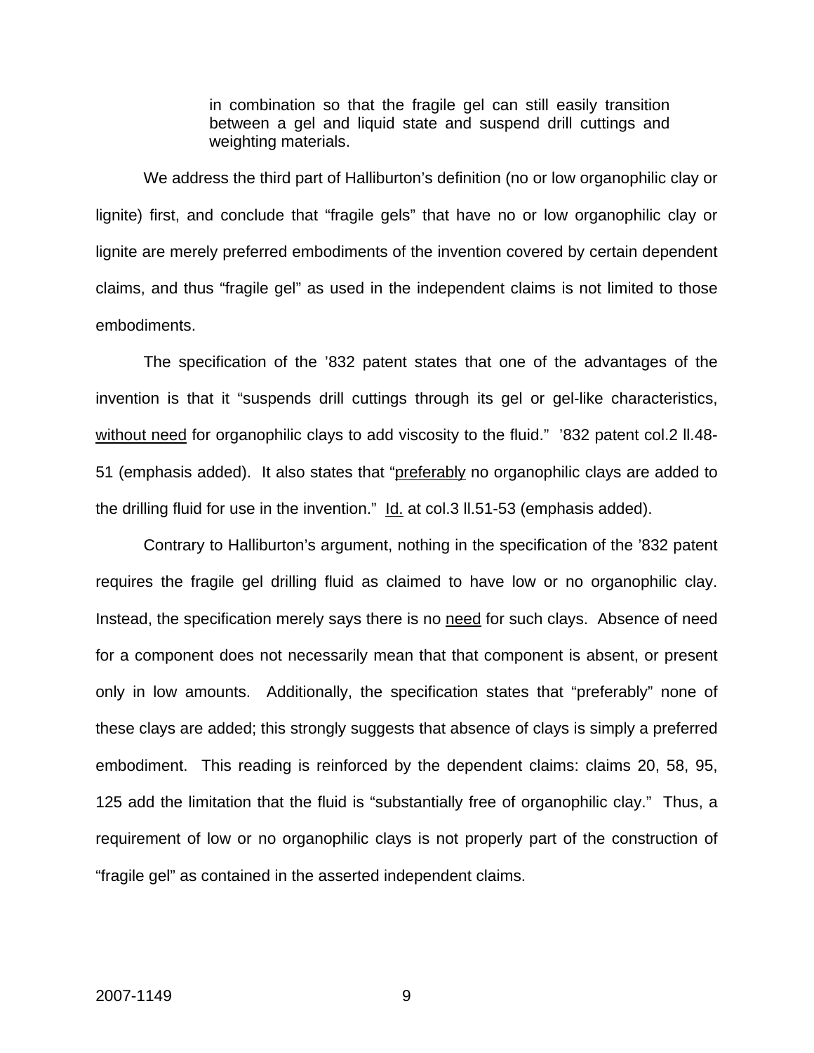> in combination so that the fragile gel can still easily transition between a gel and liquid state and suspend drill cuttings and weighting materials.

We address the third part of Halliburton's definition (no or low organophilic clay or lignite) first, and conclude that "fragile gels" that have no or low organophilic clay or lignite are merely preferred embodiments of the invention covered by certain dependent claims, and thus "fragile gel" as used in the independent claims is not limited to those embodiments.

The specification of the '832 patent states that one of the advantages of the invention is that it "suspends drill cuttings through its gel or gel-like characteristics, <u>without need</u> for organophilic clays to add viscosity to the fluid." '832 patent col.2 ll.48-51 (emphasis added). It also states that "<u>preferably</u> no organophilic clays are added to the drilling fluid for use in the invention." <u>Id.</u> at col.3 ll.51-53 (emphasis added).

Contrary to Halliburton's argument, nothing in the specification of the '832 patent requires the fragile gel drilling fluid as claimed to have low or no organophilic clay. Instead, the specification merely says there is no <u>need</u> for such clays. Absence of need for a component does not necessarily mean that that component is absent, or present only in low amounts. Additionally, the specification states that "preferably" none of these clays are added; this strongly suggests that absence of clays is simply a preferred embodiment. This reading is reinforced by the dependent claims: claims 20, 58, 95, 125 add the limitation that the fluid is "substantially free of organophilic clay." Thus, a requirement of low or no organophilic clays is not properly part of the construction of "fragile gel" as contained in the asserted independent claims.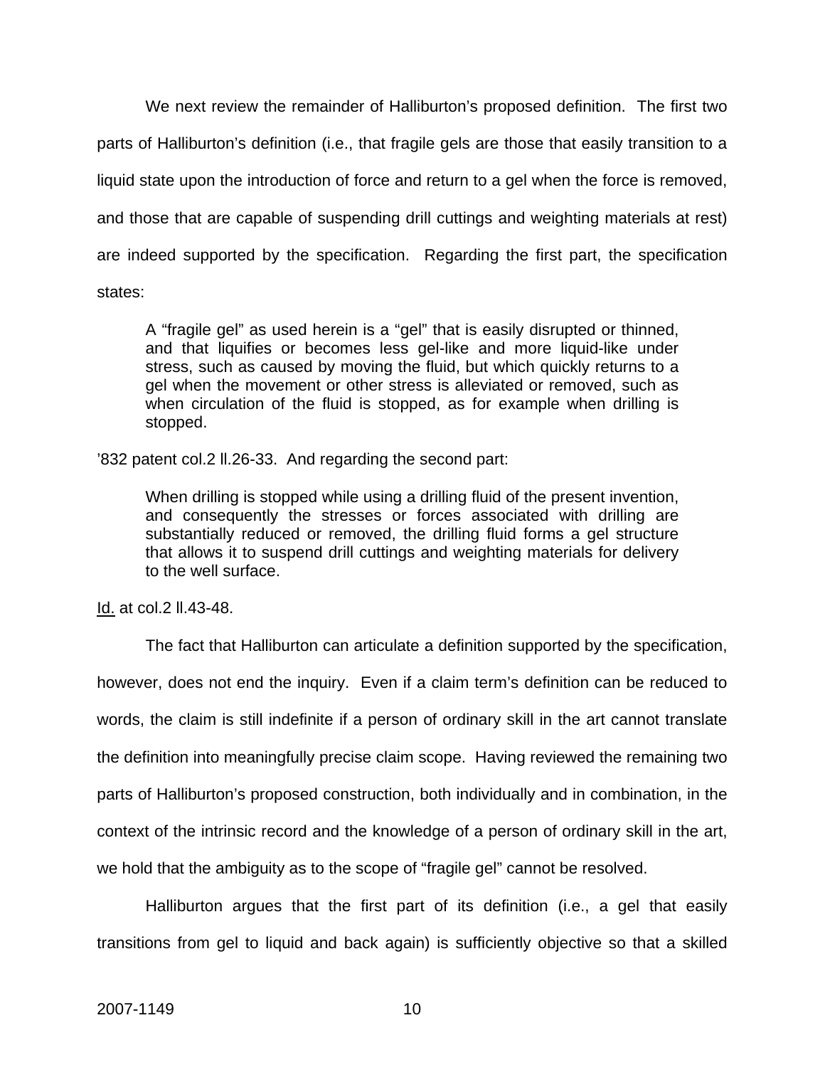We next review the remainder of Halliburton's proposed definition. The first two parts of Halliburton's definition (i.e., that fragile gels are those that easily transition to a liquid state upon the introduction of force and return to a gel when the force is removed, and those that are capable of suspending drill cuttings and weighting materials at rest) are indeed supported by the specification. Regarding the first part, the specification states:

> A "fragile gel" as used herein is a "gel" that is easily disrupted or thinned, and that liquifies or becomes less gel-like and more liquid-like under stress, such as caused by moving the fluid, but which quickly returns to a gel when the movement or other stress is alleviated or removed, such as when circulation of the fluid is stopped, as for example when drilling is stopped.

'832 patent col.2 ll.26-33. And regarding the second part:

> When drilling is stopped while using a drilling fluid of the present invention, and consequently the stresses or forces associated with drilling are substantially reduced or removed, the drilling fluid forms a gel structure that allows it to suspend drill cuttings and weighting materials for delivery to the well surface.

Id. at col.2 ll.43-48.

The fact that Halliburton can articulate a definition supported by the specification, however, does not end the inquiry. Even if a claim term's definition can be reduced to words, the claim is still indefinite if a person of ordinary skill in the art cannot translate the definition into meaningfully precise claim scope. Having reviewed the remaining two parts of Halliburton's proposed construction, both individually and in combination, in the context of the intrinsic record and the knowledge of a person of ordinary skill in the art, we hold that the ambiguity as to the scope of "fragile gel" cannot be resolved.

Halliburton argues that the first part of its definition (i.e., a gel that easily transitions from gel to liquid and back again) is sufficiently objective so that a skilled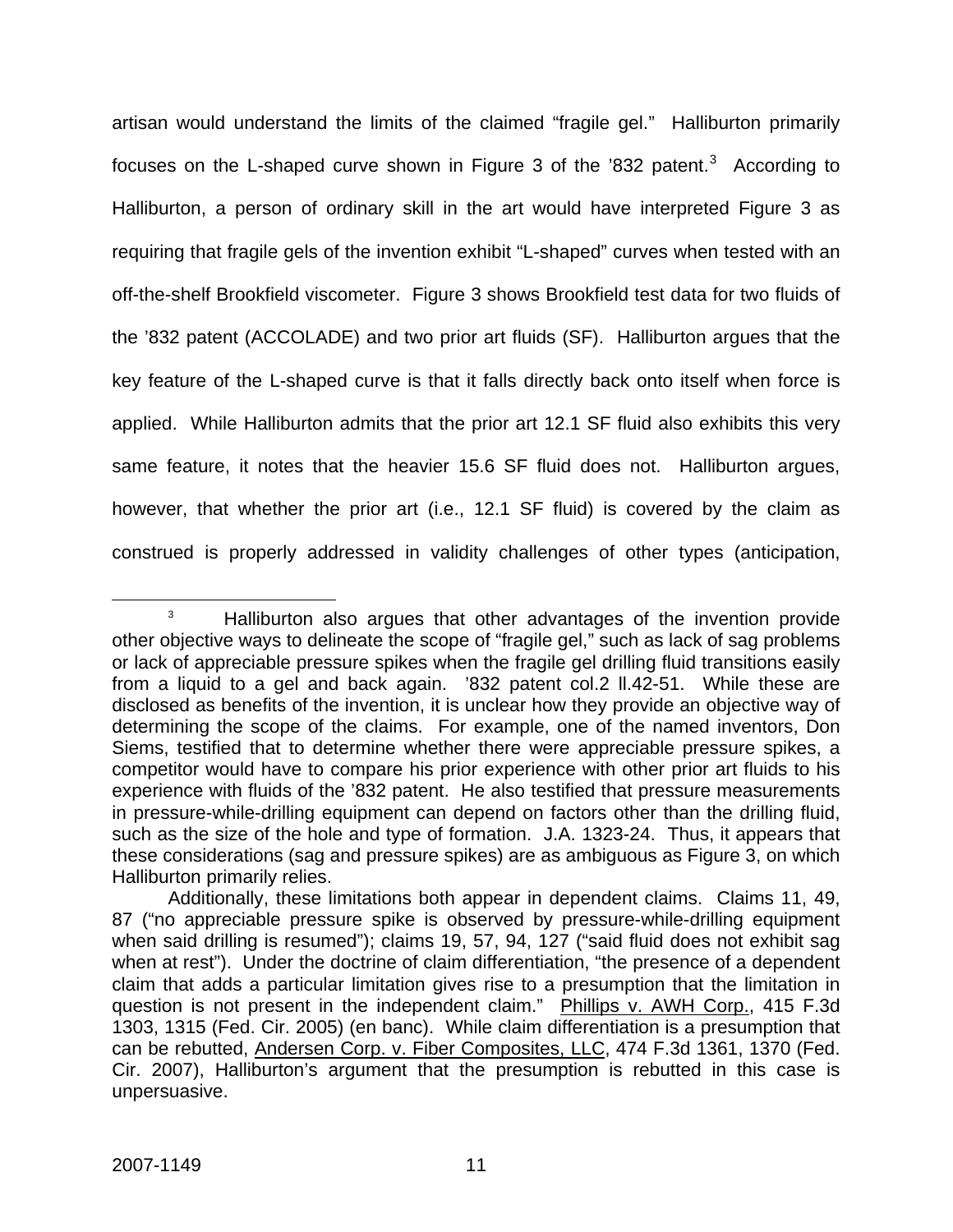artisan would understand the limits of the claimed "fragile gel." Halliburton primarily focuses on the L-shaped curve shown in Figure 3 of the '832 patent.[3] According to Halliburton, a person of ordinary skill in the art would have interpreted Figure 3 as requiring that fragile gels of the invention exhibit "L-shaped" curves when tested with an off-the-shelf Brookfield viscometer. Figure 3 shows Brookfield test data for two fluids of the '832 patent (ACCOLADE) and two prior art fluids (SF). Halliburton argues that the key feature of the L-shaped curve is that it falls directly back onto itself when force is applied. While Halliburton admits that the prior art 12.1 SF fluid also exhibits this very same feature, it notes that the heavier 15.6 SF fluid does not. Halliburton argues, however, that whether the prior art (i.e., 12.1 SF fluid) is covered by the claim as construed is properly addressed in validity challenges of other types (anticipation,

---

[3] Halliburton also argues that other advantages of the invention provide other objective ways to delineate the scope of "fragile gel," such as lack of sag problems or lack of appreciable pressure spikes when the fragile gel drilling fluid transitions easily from a liquid to a gel and back again. '832 patent col.2 ll.42-51. While these are disclosed as benefits of the invention, it is unclear how they provide an objective way of determining the scope of the claims. For example, one of the named inventors, Don Siems, testified that to determine whether there were appreciable pressure spikes, a competitor would have to compare his prior experience with other prior art fluids to his experience with fluids of the '832 patent. He also testified that pressure measurements in pressure-while-drilling equipment can depend on factors other than the drilling fluid, such as the size of the hole and type of formation. J.A. 1323-24. Thus, it appears that these considerations (sag and pressure spikes) are as ambiguous as Figure 3, on which Halliburton primarily relies.

Additionally, these limitations both appear in dependent claims. Claims 11, 49, 87 ("no appreciable pressure spike is observed by pressure-while-drilling equipment when said drilling is resumed"); claims 19, 57, 94, 127 ("said fluid does not exhibit sag when at rest"). Under the doctrine of claim differentiation, "the presence of a dependent claim that adds a particular limitation gives rise to a presumption that the limitation in question is not present in the independent claim." Phillips v. AWH Corp., 415 F.3d 1303, 1315 (Fed. Cir. 2005) (en banc). While claim differentiation is a presumption that can be rebutted, Andersen Corp. v. Fiber Composites, LLC, 474 F.3d 1361, 1370 (Fed. Cir. 2007), Halliburton's argument that the presumption is rebutted in this case is unpersuasive.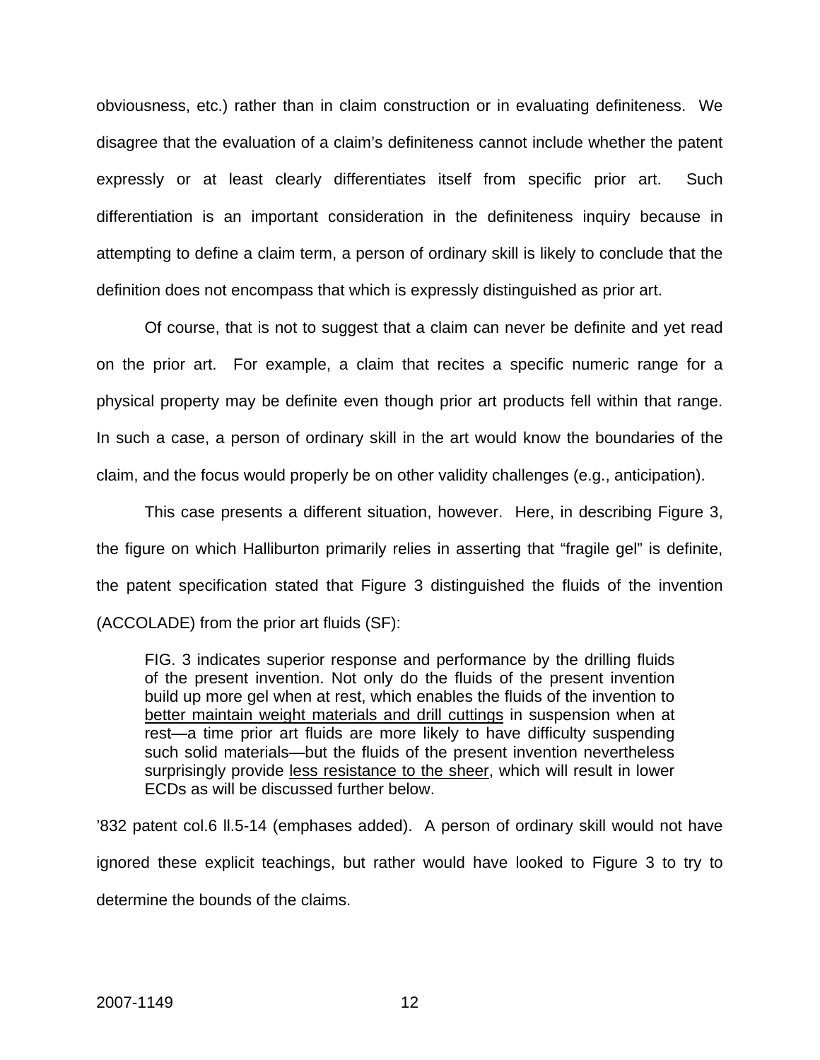obviousness, etc.) rather than in claim construction or in evaluating definiteness. We disagree that the evaluation of a claim's definiteness cannot include whether the patent expressly or at least clearly differentiates itself from specific prior art. Such differentiation is an important consideration in the definiteness inquiry because in attempting to define a claim term, a person of ordinary skill is likely to conclude that the definition does not encompass that which is expressly distinguished as prior art.

Of course, that is not to suggest that a claim can never be definite and yet read on the prior art. For example, a claim that recites a specific numeric range for a physical property may be definite even though prior art products fell within that range. In such a case, a person of ordinary skill in the art would know the boundaries of the claim, and the focus would properly be on other validity challenges (e.g., anticipation).

This case presents a different situation, however. Here, in describing Figure 3, the figure on which Halliburton primarily relies in asserting that "fragile gel" is definite, the patent specification stated that Figure 3 distinguished the fluids of the invention (ACCOLADE) from the prior art fluids (SF):

> FIG. 3 indicates superior response and performance by the drilling fluids of the present invention. Not only do the fluids of the present invention build up more gel when at rest, which enables the fluids of the invention to <u>better maintain weight materials and drill cuttings</u> in suspension when at rest—a time prior art fluids are more likely to have difficulty suspending such solid materials—but the fluids of the present invention nevertheless surprisingly provide <u>less resistance to the sheer</u>, which will result in lower ECDs as will be discussed further below.

'832 patent col.6 ll.5-14 (emphases added). A person of ordinary skill would not have ignored these explicit teachings, but rather would have looked to Figure 3 to try to determine the bounds of the claims.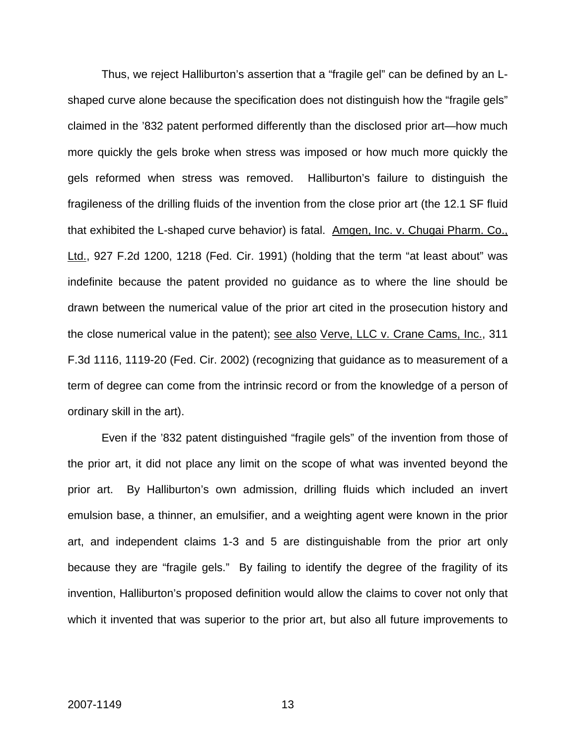Thus, we reject Halliburton's assertion that a "fragile gel" can be defined by an L-shaped curve alone because the specification does not distinguish how the "fragile gels" claimed in the '832 patent performed differently than the disclosed prior art—how much more quickly the gels broke when stress was imposed or how much more quickly the gels reformed when stress was removed. Halliburton's failure to distinguish the fragileness of the drilling fluids of the invention from the close prior art (the 12.1 SF fluid that exhibited the L-shaped curve behavior) is fatal. Amgen, Inc. v. Chugai Pharm. Co., Ltd., 927 F.2d 1200, 1218 (Fed. Cir. 1991) (holding that the term "at least about" was indefinite because the patent provided no guidance as to where the line should be drawn between the numerical value of the prior art cited in the prosecution history and the close numerical value in the patent); see also Verve, LLC v. Crane Cams, Inc., 311 F.3d 1116, 1119-20 (Fed. Cir. 2002) (recognizing that guidance as to measurement of a term of degree can come from the intrinsic record or from the knowledge of a person of ordinary skill in the art).

Even if the '832 patent distinguished "fragile gels" of the invention from those of the prior art, it did not place any limit on the scope of what was invented beyond the prior art. By Halliburton's own admission, drilling fluids which included an invert emulsion base, a thinner, an emulsifier, and a weighting agent were known in the prior art, and independent claims 1-3 and 5 are distinguishable from the prior art only because they are "fragile gels." By failing to identify the degree of the fragility of its invention, Halliburton's proposed definition would allow the claims to cover not only that which it invented that was superior to the prior art, but also all future improvements to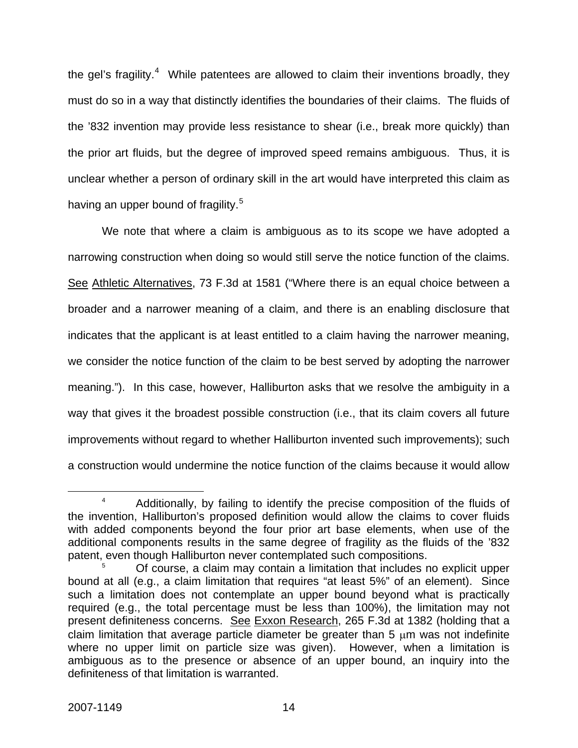the gel's fragility.[4] While patentees are allowed to claim their inventions broadly, they must do so in a way that distinctly identifies the boundaries of their claims. The fluids of the '832 invention may provide less resistance to shear (i.e., break more quickly) than the prior art fluids, but the degree of improved speed remains ambiguous. Thus, it is unclear whether a person of ordinary skill in the art would have interpreted this claim as having an upper bound of fragility.[5]

We note that where a claim is ambiguous as to its scope we have adopted a narrowing construction when doing so would still serve the notice function of the claims. See Athletic Alternatives, 73 F.3d at 1581 ("Where there is an equal choice between a broader and a narrower meaning of a claim, and there is an enabling disclosure that indicates that the applicant is at least entitled to a claim having the narrower meaning, we consider the notice function of the claim to be best served by adopting the narrower meaning."). In this case, however, Halliburton asks that we resolve the ambiguity in a way that gives it the broadest possible construction (i.e., that its claim covers all future improvements without regard to whether Halliburton invented such improvements); such a construction would undermine the notice function of the claims because it would allow

---

[4] Additionally, by failing to identify the precise composition of the fluids of the invention, Halliburton's proposed definition would allow the claims to cover fluids with added components beyond the four prior art base elements, when use of the additional components results in the same degree of fragility as the fluids of the '832 patent, even though Halliburton never contemplated such compositions.

[5] Of course, a claim may contain a limitation that includes no explicit upper bound at all (e.g., a claim limitation that requires "at least 5%" of an element). Since such a limitation does not contemplate an upper bound beyond what is practically required (e.g., the total percentage must be less than 100%), the limitation may not present definiteness concerns. See Exxon Research, 265 F.3d at 1382 (holding that a claim limitation that average particle diameter be greater than 5 $\mu$m was not indefinite where no upper limit on particle size was given). However, when a limitation is ambiguous as to the presence or absence of an upper bound, an inquiry into the definiteness of that limitation is warranted.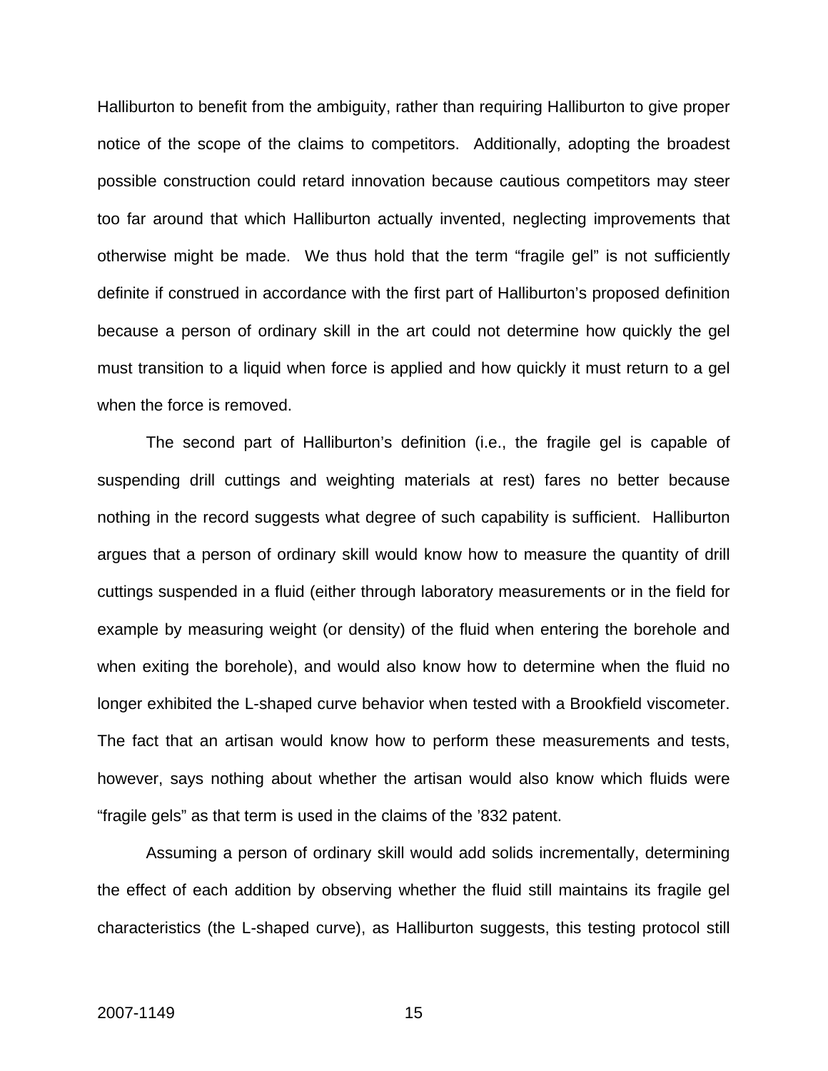Halliburton to benefit from the ambiguity, rather than requiring Halliburton to give proper notice of the scope of the claims to competitors. Additionally, adopting the broadest possible construction could retard innovation because cautious competitors may steer too far around that which Halliburton actually invented, neglecting improvements that otherwise might be made. We thus hold that the term "fragile gel" is not sufficiently definite if construed in accordance with the first part of Halliburton's proposed definition because a person of ordinary skill in the art could not determine how quickly the gel must transition to a liquid when force is applied and how quickly it must return to a gel when the force is removed.

The second part of Halliburton's definition (i.e., the fragile gel is capable of suspending drill cuttings and weighting materials at rest) fares no better because nothing in the record suggests what degree of such capability is sufficient. Halliburton argues that a person of ordinary skill would know how to measure the quantity of drill cuttings suspended in a fluid (either through laboratory measurements or in the field for example by measuring weight (or density) of the fluid when entering the borehole and when exiting the borehole), and would also know how to determine when the fluid no longer exhibited the L-shaped curve behavior when tested with a Brookfield viscometer. The fact that an artisan would know how to perform these measurements and tests, however, says nothing about whether the artisan would also know which fluids were "fragile gels" as that term is used in the claims of the '832 patent.

Assuming a person of ordinary skill would add solids incrementally, determining the effect of each addition by observing whether the fluid still maintains its fragile gel characteristics (the L-shaped curve), as Halliburton suggests, this testing protocol still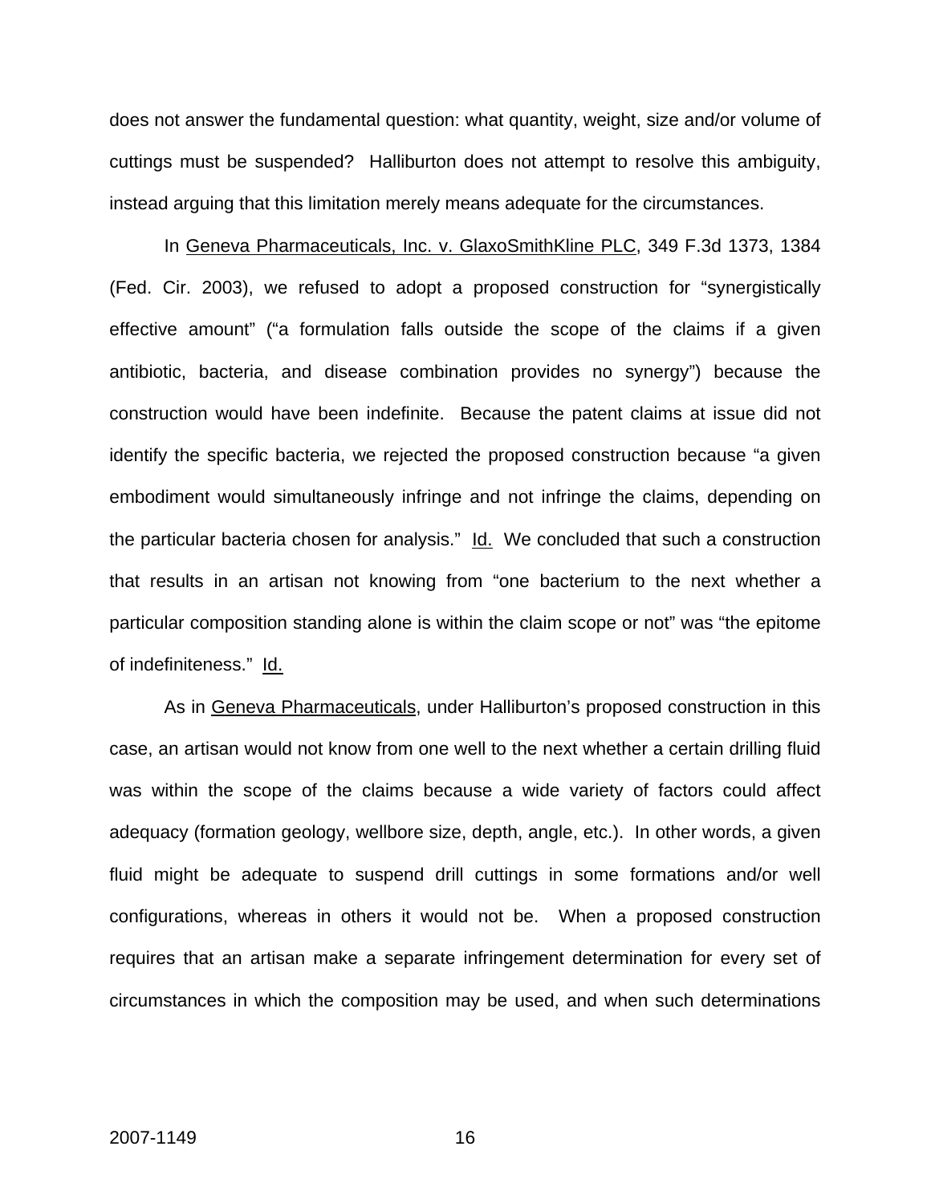does not answer the fundamental question: what quantity, weight, size and/or volume of cuttings must be suspended? Halliburton does not attempt to resolve this ambiguity, instead arguing that this limitation merely means adequate for the circumstances.

In Geneva Pharmaceuticals, Inc. v. GlaxoSmithKline PLC, 349 F.3d 1373, 1384 (Fed. Cir. 2003), we refused to adopt a proposed construction for "synergistically effective amount" ("a formulation falls outside the scope of the claims if a given antibiotic, bacteria, and disease combination provides no synergy") because the construction would have been indefinite. Because the patent claims at issue did not identify the specific bacteria, we rejected the proposed construction because "a given embodiment would simultaneously infringe and not infringe the claims, depending on the particular bacteria chosen for analysis." Id. We concluded that such a construction that results in an artisan not knowing from "one bacterium to the next whether a particular composition standing alone is within the claim scope or not" was "the epitome of indefiniteness." Id.

As in Geneva Pharmaceuticals, under Halliburton's proposed construction in this case, an artisan would not know from one well to the next whether a certain drilling fluid was within the scope of the claims because a wide variety of factors could affect adequacy (formation geology, wellbore size, depth, angle, etc.). In other words, a given fluid might be adequate to suspend drill cuttings in some formations and/or well configurations, whereas in others it would not be. When a proposed construction requires that an artisan make a separate infringement determination for every set of circumstances in which the composition may be used, and when such determinations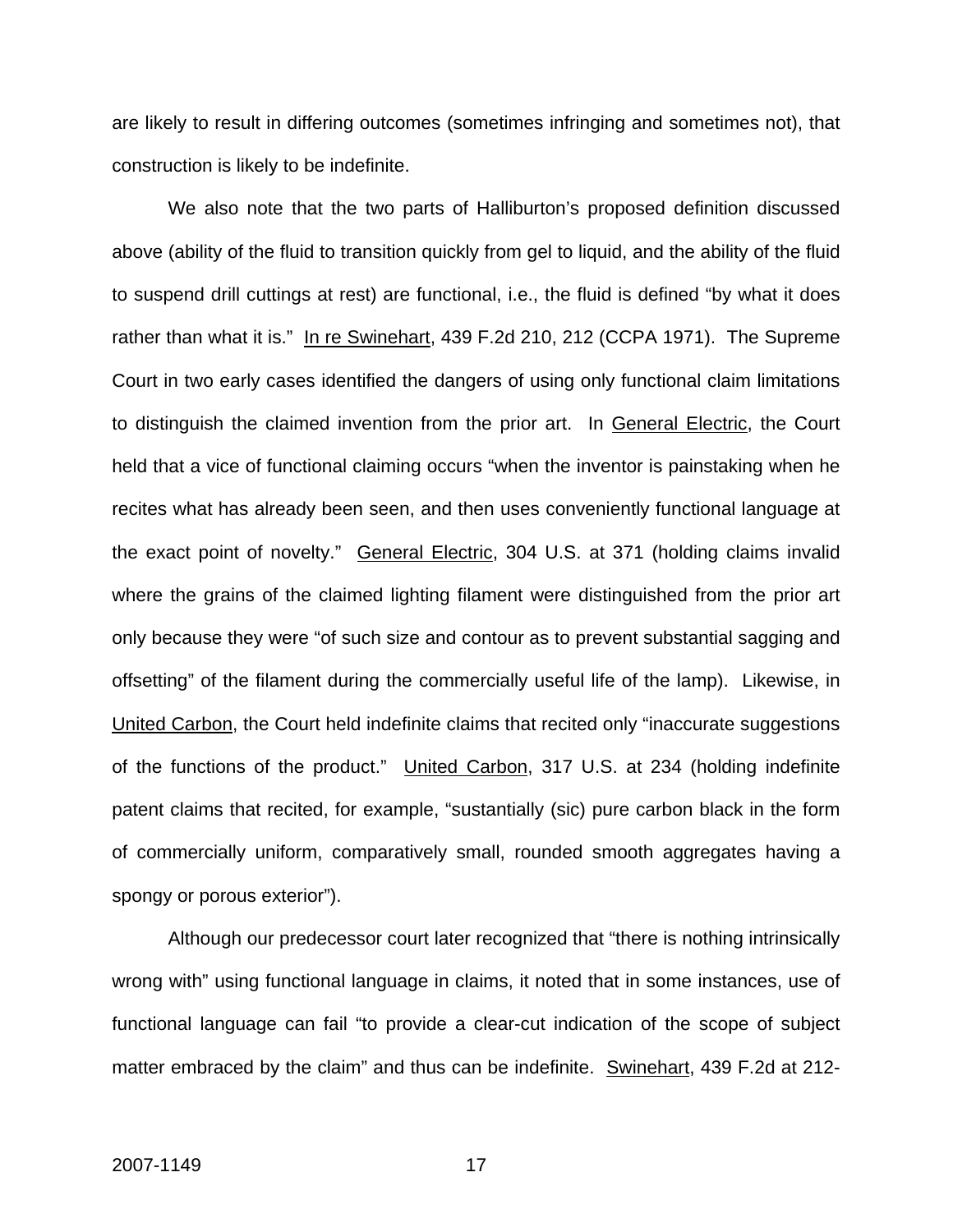are likely to result in differing outcomes (sometimes infringing and sometimes not), that construction is likely to be indefinite.

We also note that the two parts of Halliburton's proposed definition discussed above (ability of the fluid to transition quickly from gel to liquid, and the ability of the fluid to suspend drill cuttings at rest) are functional, i.e., the fluid is defined "by what it does rather than what it is." In re Swinehart, 439 F.2d 210, 212 (CCPA 1971). The Supreme Court in two early cases identified the dangers of using only functional claim limitations to distinguish the claimed invention from the prior art. In General Electric, the Court held that a vice of functional claiming occurs "when the inventor is painstaking when he recites what has already been seen, and then uses conveniently functional language at the exact point of novelty." General Electric, 304 U.S. at 371 (holding claims invalid where the grains of the claimed lighting filament were distinguished from the prior art only because they were "of such size and contour as to prevent substantial sagging and offsetting" of the filament during the commercially useful life of the lamp). Likewise, in United Carbon, the Court held indefinite claims that recited only "inaccurate suggestions of the functions of the product." United Carbon, 317 U.S. at 234 (holding indefinite patent claims that recited, for example, "sustantially (sic) pure carbon black in the form of commercially uniform, comparatively small, rounded smooth aggregates having a spongy or porous exterior").

Although our predecessor court later recognized that "there is nothing intrinsically wrong with" using functional language in claims, it noted that in some instances, use of functional language can fail "to provide a clear-cut indication of the scope of subject matter embraced by the claim" and thus can be indefinite. Swinehart, 439 F.2d at 212-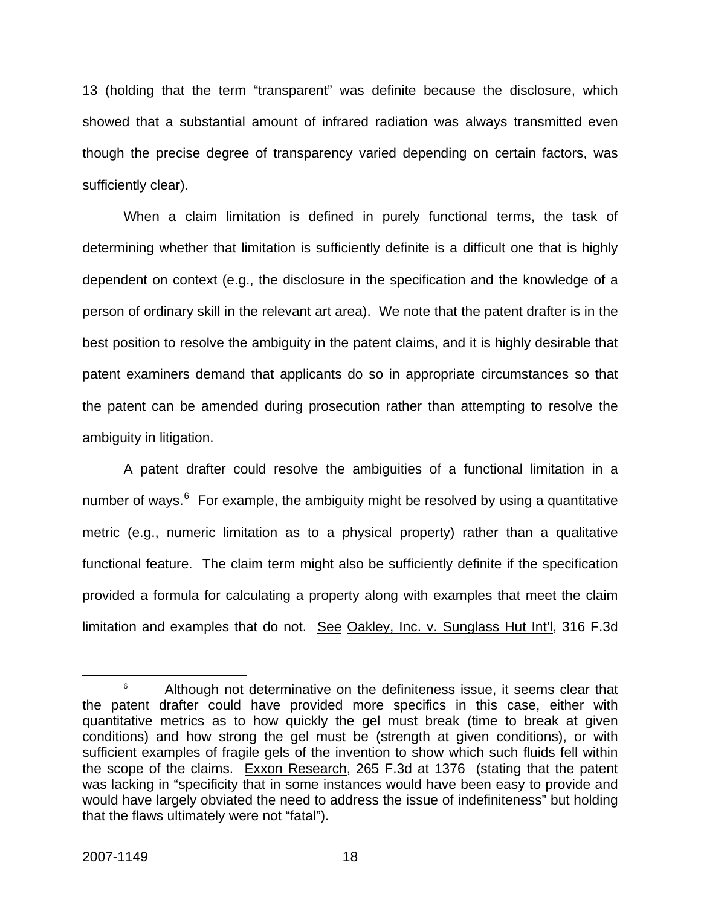13 (holding that the term "transparent" was definite because the disclosure, which showed that a substantial amount of infrared radiation was always transmitted even though the precise degree of transparency varied depending on certain factors, was sufficiently clear).

When a claim limitation is defined in purely functional terms, the task of determining whether that limitation is sufficiently definite is a difficult one that is highly dependent on context (e.g., the disclosure in the specification and the knowledge of a person of ordinary skill in the relevant art area). We note that the patent drafter is in the best position to resolve the ambiguity in the patent claims, and it is highly desirable that patent examiners demand that applicants do so in appropriate circumstances so that the patent can be amended during prosecution rather than attempting to resolve the ambiguity in litigation.

A patent drafter could resolve the ambiguities of a functional limitation in a number of ways.[6] For example, the ambiguity might be resolved by using a quantitative metric (e.g., numeric limitation as to a physical property) rather than a qualitative functional feature. The claim term might also be sufficiently definite if the specification provided a formula for calculating a property along with examples that meet the claim limitation and examples that do not. See Oakley, Inc. v. Sunglass Hut Int'l, 316 F.3d

[6] Although not determinative on the definiteness issue, it seems clear that the patent drafter could have provided more specifics in this case, either with quantitative metrics as to how quickly the gel must break (time to break at given conditions) and how strong the gel must be (strength at given conditions), or with sufficient examples of fragile gels of the invention to show which such fluids fell within the scope of the claims. Exxon Research, 265 F.3d at 1376 (stating that the patent was lacking in "specificity that in some instances would have been easy to provide and would have largely obviated the need to address the issue of indefiniteness" but holding that the flaws ultimately were not "fatal").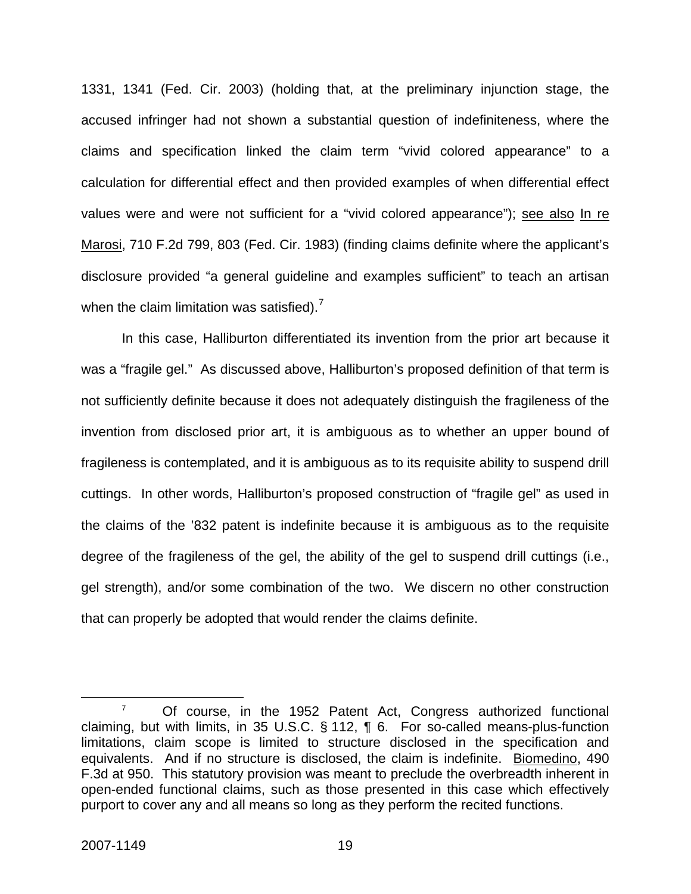1331, 1341 (Fed. Cir. 2003) (holding that, at the preliminary injunction stage, the accused infringer had not shown a substantial question of indefiniteness, where the claims and specification linked the claim term "vivid colored appearance" to a calculation for differential effect and then provided examples of when differential effect values were and were not sufficient for a "vivid colored appearance"); see also In re Marosi, 710 F.2d 799, 803 (Fed. Cir. 1983) (finding claims definite where the applicant's disclosure provided "a general guideline and examples sufficient" to teach an artisan when the claim limitation was satisfied).[7]

In this case, Halliburton differentiated its invention from the prior art because it was a "fragile gel." As discussed above, Halliburton's proposed definition of that term is not sufficiently definite because it does not adequately distinguish the fragileness of the invention from disclosed prior art, it is ambiguous as to whether an upper bound of fragileness is contemplated, and it is ambiguous as to its requisite ability to suspend drill cuttings. In other words, Halliburton's proposed construction of "fragile gel" as used in the claims of the '832 patent is indefinite because it is ambiguous as to the requisite degree of the fragileness of the gel, the ability of the gel to suspend drill cuttings (i.e., gel strength), and/or some combination of the two. We discern no other construction that can properly be adopted that would render the claims definite.

---

[7] Of course, in the 1952 Patent Act, Congress authorized functional claiming, but with limits, in 35 U.S.C. § 112, ¶ 6. For so-called means-plus-function limitations, claim scope is limited to structure disclosed in the specification and equivalents. And if no structure is disclosed, the claim is indefinite. Biomedino, 490 F.3d at 950. This statutory provision was meant to preclude the overbreadth inherent in open-ended functional claims, such as those presented in this case which effectively purport to cover any and all means so long as they perform the recited functions.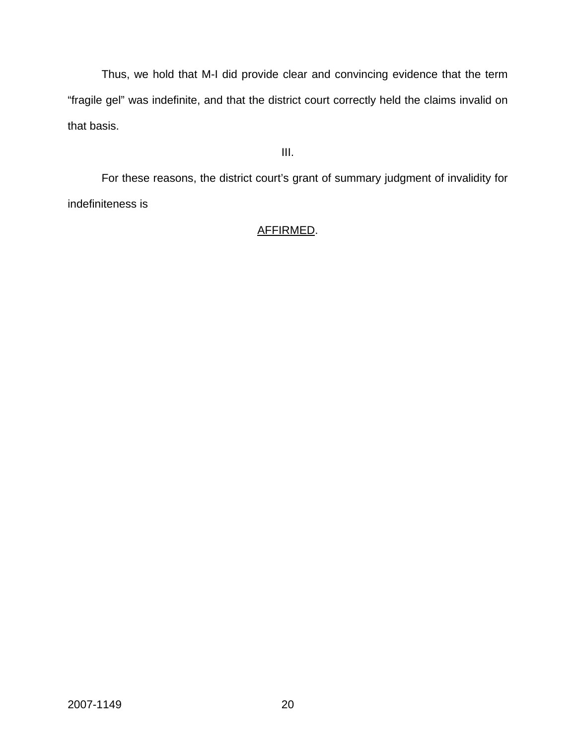Thus, we hold that M-I did provide clear and convincing evidence that the term "fragile gel" was indefinite, and that the district court correctly held the claims invalid on that basis.

III.

For these reasons, the district court's grant of summary judgment of invalidity for indefiniteness is

AFFIRMED.